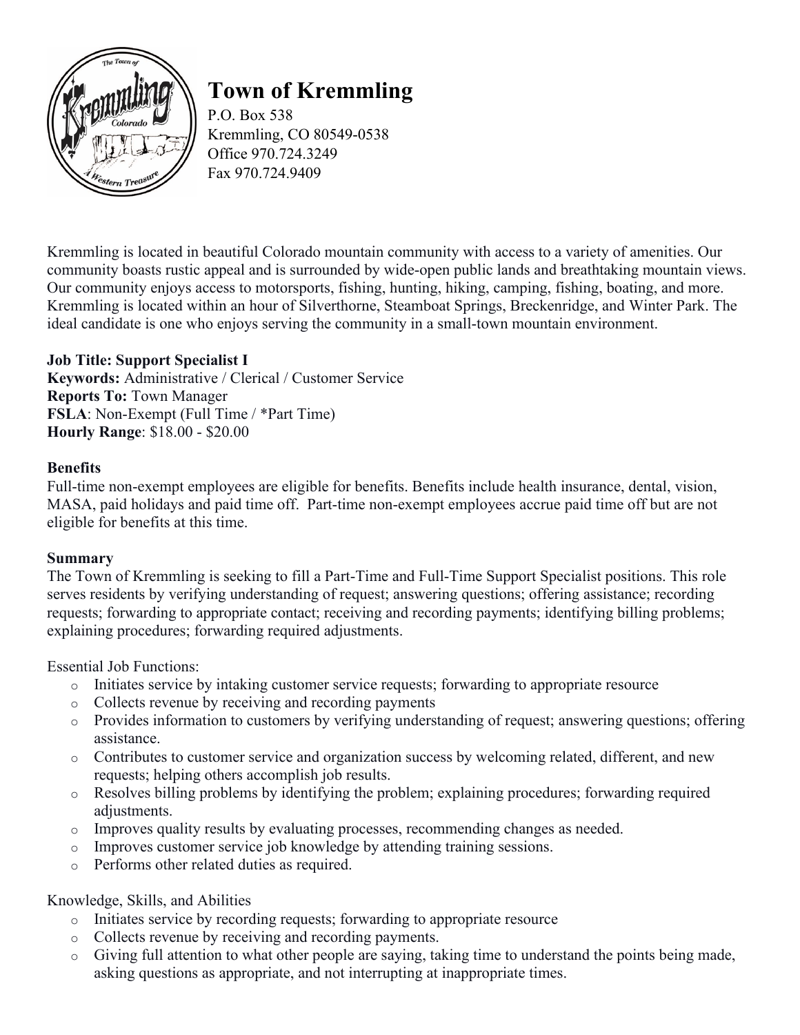# Town of Kremmling

P.O. Box 538
Kremmling, CO 80549-0538
Office 970.724.3249
Fax 970.724.9409

Kremmling is located in beautiful Colorado mountain community with access to a variety of amenities. Our community boasts rustic appeal and is surrounded by wide-open public lands and breathtaking mountain views. Our community enjoys access to motorsports, fishing, hunting, hiking, camping, fishing, boating, and more. Kremmling is located within an hour of Silverthorne, Steamboat Springs, Breckenridge, and Winter Park. The ideal candidate is one who enjoys serving the community in a small-town mountain environment.

**Job Title: Support Specialist I**
**Keywords:** Administrative / Clerical / Customer Service
**Reports To:** Town Manager
**FSLA**: Non-Exempt (Full Time / *Part Time)
**Hourly Range**: $18.00 - $20.00

**Benefits**
Full-time non-exempt employees are eligible for benefits. Benefits include health insurance, dental, vision, MASA, paid holidays and paid time off. Part-time non-exempt employees accrue paid time off but are not eligible for benefits at this time.

**Summary**
The Town of Kremmling is seeking to fill a Part-Time and Full-Time Support Specialist positions. This role serves residents by verifying understanding of request; answering questions; offering assistance; recording requests; forwarding to appropriate contact; receiving and recording payments; identifying billing problems; explaining procedures; forwarding required adjustments.

Essential Job Functions:

- Initiates service by intaking customer service requests; forwarding to appropriate resource
- Collects revenue by receiving and recording payments
- Provides information to customers by verifying understanding of request; answering questions; offering assistance.
- Contributes to customer service and organization success by welcoming related, different, and new requests; helping others accomplish job results.
- Resolves billing problems by identifying the problem; explaining procedures; forwarding required adjustments.
- Improves quality results by evaluating processes, recommending changes as needed.
- Improves customer service job knowledge by attending training sessions.
- Performs other related duties as required.

Knowledge, Skills, and Abilities

- Initiates service by recording requests; forwarding to appropriate resource
- Collects revenue by receiving and recording payments.
- Giving full attention to what other people are saying, taking time to understand the points being made, asking questions as appropriate, and not interrupting at inappropriate times.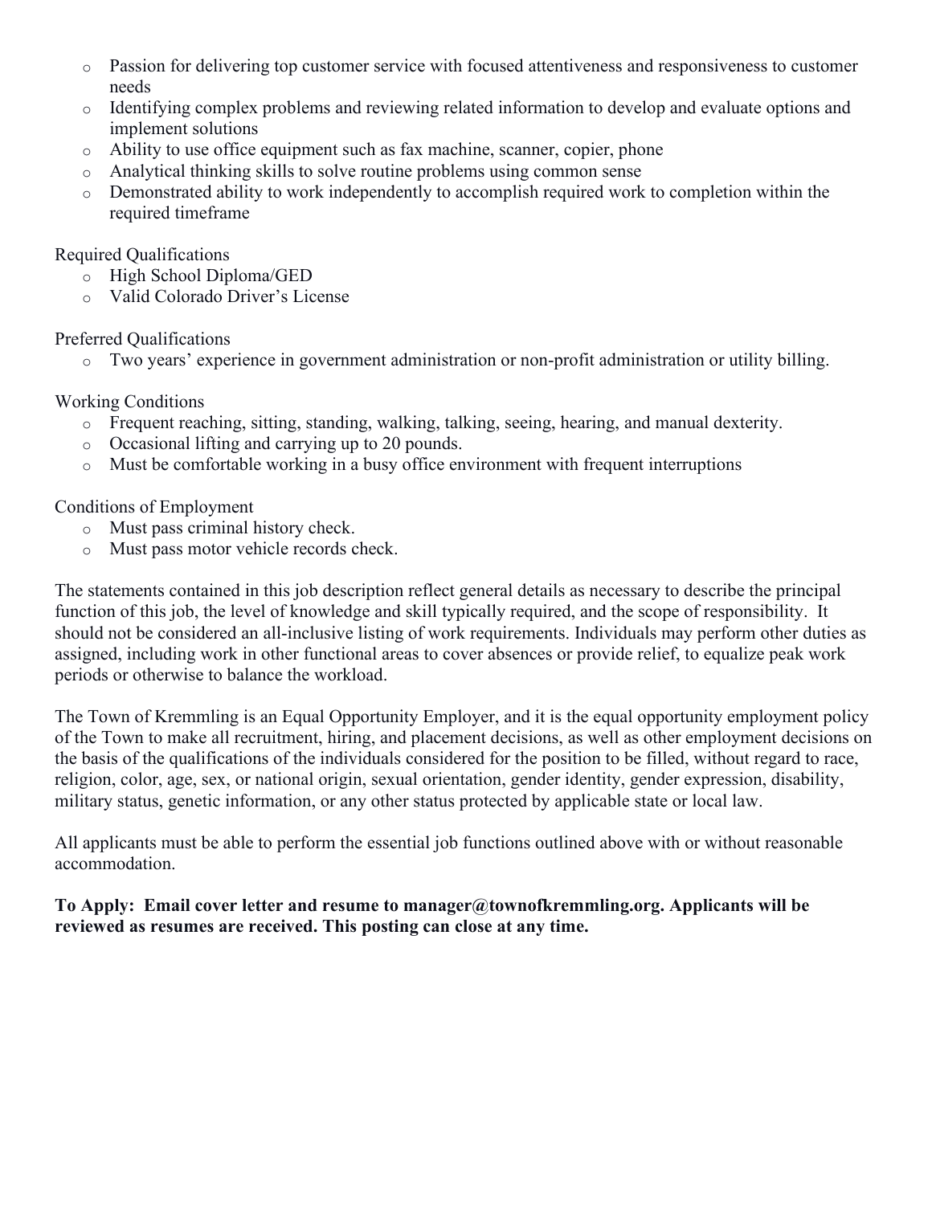- Passion for delivering top customer service with focused attentiveness and responsiveness to customer needs
- Identifying complex problems and reviewing related information to develop and evaluate options and implement solutions
- Ability to use office equipment such as fax machine, scanner, copier, phone
- Analytical thinking skills to solve routine problems using common sense
- Demonstrated ability to work independently to accomplish required work to completion within the required timeframe

Required Qualifications

- High School Diploma/GED
- Valid Colorado Driver's License

Preferred Qualifications

- Two years' experience in government administration or non-profit administration or utility billing.

Working Conditions

- Frequent reaching, sitting, standing, walking, talking, seeing, hearing, and manual dexterity.
- Occasional lifting and carrying up to 20 pounds.
- Must be comfortable working in a busy office environment with frequent interruptions

Conditions of Employment

- Must pass criminal history check.
- Must pass motor vehicle records check.

The statements contained in this job description reflect general details as necessary to describe the principal function of this job, the level of knowledge and skill typically required, and the scope of responsibility. It should not be considered an all-inclusive listing of work requirements. Individuals may perform other duties as assigned, including work in other functional areas to cover absences or provide relief, to equalize peak work periods or otherwise to balance the workload.

The Town of Kremmling is an Equal Opportunity Employer, and it is the equal opportunity employment policy of the Town to make all recruitment, hiring, and placement decisions, as well as other employment decisions on the basis of the qualifications of the individuals considered for the position to be filled, without regard to race, religion, color, age, sex, or national origin, sexual orientation, gender identity, gender expression, disability, military status, genetic information, or any other status protected by applicable state or local law.

All applicants must be able to perform the essential job functions outlined above with or without reasonable accommodation.

**To Apply: Email cover letter and resume to manager@townofkremmling.org. Applicants will be reviewed as resumes are received. This posting can close at any time.**